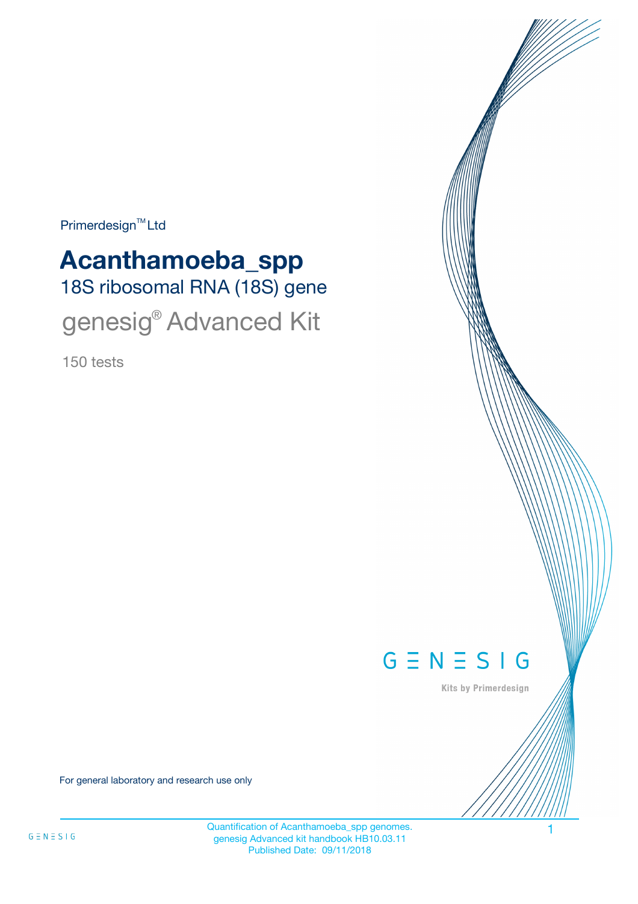Primerdesign™ Ltd

# Acanthamoeba_spp

## 18S ribosomal RNA (18S) gene

## genesig® Advanced Kit

150 tests

GENESIG

Kits by Primerdesign

For general laboratory and research use only

Quantification of Acanthamoeba_spp genomes.
genesig Advanced kit handbook HB10.03.11
Published Date: 09/11/2018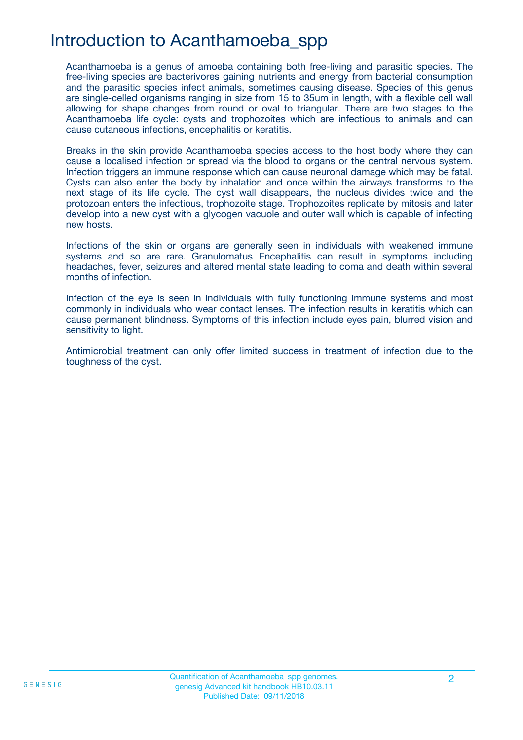# Introduction to Acanthamoeba_spp

Acanthamoeba is a genus of amoeba containing both free-living and parasitic species. The free-living species are bacterivores gaining nutrients and energy from bacterial consumption and the parasitic species infect animals, sometimes causing disease. Species of this genus are single-celled organisms ranging in size from 15 to 35um in length, with a flexible cell wall allowing for shape changes from round or oval to triangular. There are two stages to the Acanthamoeba life cycle: cysts and trophozoites which are infectious to animals and can cause cutaneous infections, encephalitis or keratitis.

Breaks in the skin provide Acanthamoeba species access to the host body where they can cause a localised infection or spread via the blood to organs or the central nervous system. Infection triggers an immune response which can cause neuronal damage which may be fatal. Cysts can also enter the body by inhalation and once within the airways transforms to the next stage of its life cycle. The cyst wall disappears, the nucleus divides twice and the protozoan enters the infectious, trophozoite stage. Trophozoites replicate by mitosis and later develop into a new cyst with a glycogen vacuole and outer wall which is capable of infecting new hosts.

Infections of the skin or organs are generally seen in individuals with weakened immune systems and so are rare. Granulomatus Encephalitis can result in symptoms including headaches, fever, seizures and altered mental state leading to coma and death within several months of infection.

Infection of the eye is seen in individuals with fully functioning immune systems and most commonly in individuals who wear contact lenses. The infection results in keratitis which can cause permanent blindness. Symptoms of this infection include eyes pain, blurred vision and sensitivity to light.

Antimicrobial treatment can only offer limited success in treatment of infection due to the toughness of the cyst.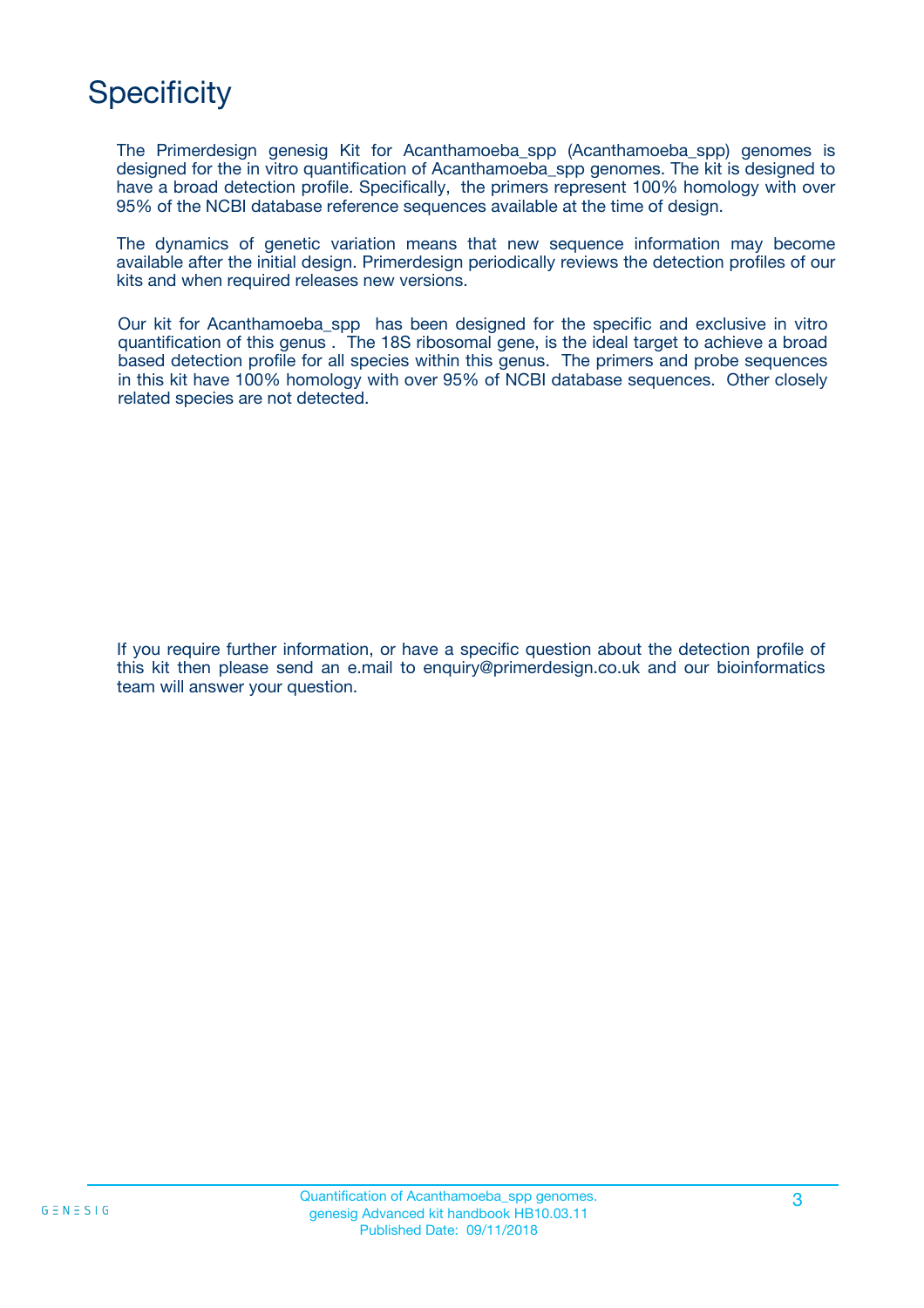# Specificity

The Primerdesign genesig Kit for Acanthamoeba_spp (Acanthamoeba_spp) genomes is designed for the in vitro quantification of Acanthamoeba_spp genomes. The kit is designed to have a broad detection profile. Specifically, the primers represent 100% homology with over 95% of the NCBI database reference sequences available at the time of design.

The dynamics of genetic variation means that new sequence information may become available after the initial design. Primerdesign periodically reviews the detection profiles of our kits and when required releases new versions.

Our kit for Acanthamoeba_spp has been designed for the specific and exclusive in vitro quantification of this genus . The 18S ribosomal gene, is the ideal target to achieve a broad based detection profile for all species within this genus. The primers and probe sequences in this kit have 100% homology with over 95% of NCBI database sequences. Other closely related species are not detected.

If you require further information, or have a specific question about the detection profile of this kit then please send an e.mail to enquiry@primerdesign.co.uk and our bioinformatics team will answer your question.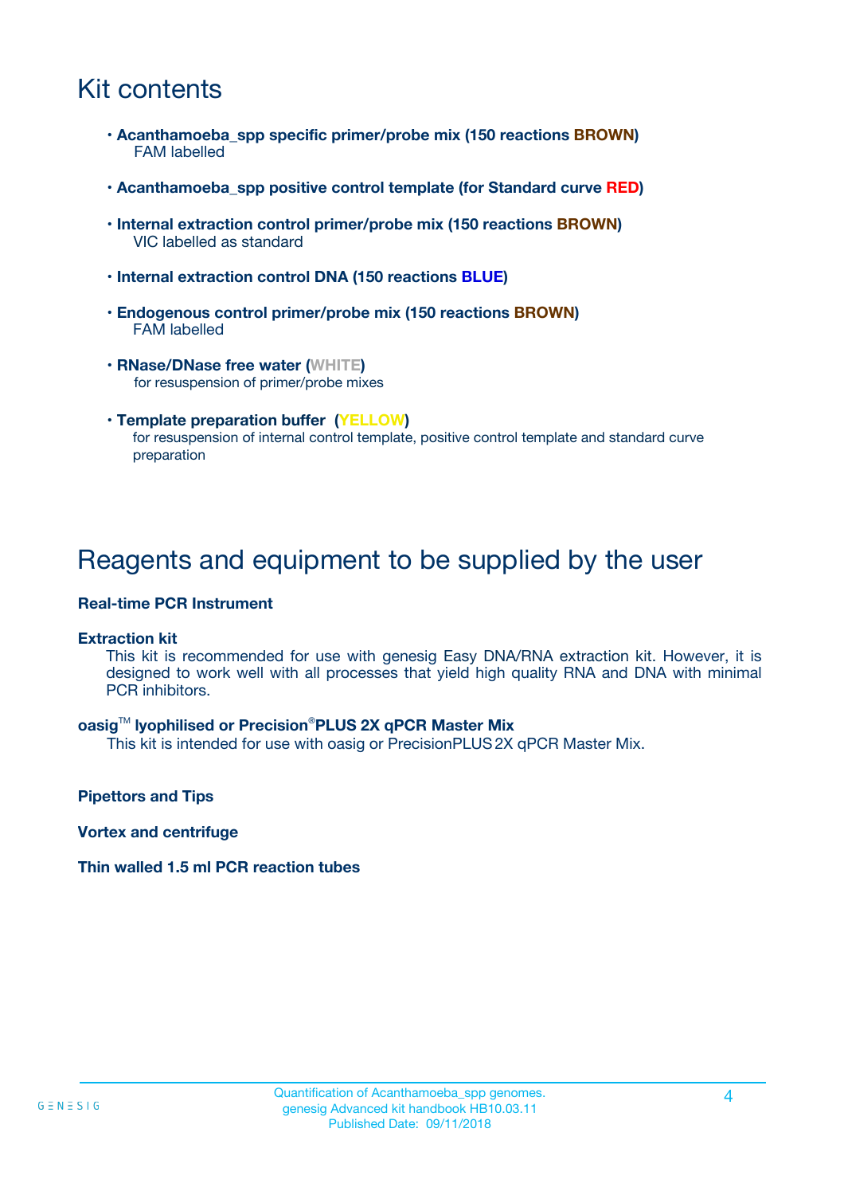# Kit contents

- **Acanthamoeba_spp specific primer/probe mix (150 reactions BROWN)**
  FAM labelled

- **Acanthamoeba_spp positive control template (for Standard curve RED)**

- **Internal extraction control primer/probe mix (150 reactions BROWN)**
  VIC labelled as standard

- **Internal extraction control DNA (150 reactions BLUE)**

- **Endogenous control primer/probe mix (150 reactions BROWN)**
  FAM labelled

- **RNase/DNase free water (WHITE)**
  for resuspension of primer/probe mixes

- **Template preparation buffer (YELLOW)**
  for resuspension of internal control template, positive control template and standard curve preparation

# Reagents and equipment to be supplied by the user

**Real-time PCR Instrument**

**Extraction kit**

This kit is recommended for use with genesig Easy DNA/RNA extraction kit. However, it is designed to work well with all processes that yield high quality RNA and DNA with minimal PCR inhibitors.

**oasig™ lyophilised or Precision®PLUS 2X qPCR Master Mix**

This kit is intended for use with oasig or PrecisionPLUS 2X qPCR Master Mix.

**Pipettors and Tips**

**Vortex and centrifuge**

**Thin walled 1.5 ml PCR reaction tubes**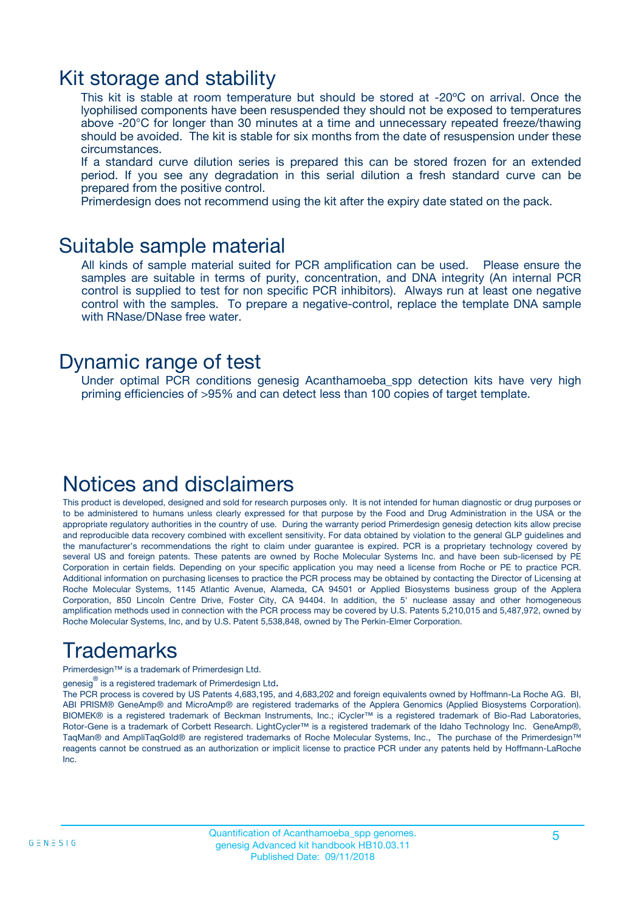## Kit storage and stability

This kit is stable at room temperature but should be stored at -20ºC on arrival. Once the lyophilised components have been resuspended they should not be exposed to temperatures above -20°C for longer than 30 minutes at a time and unnecessary repeated freeze/thawing should be avoided. The kit is stable for six months from the date of resuspension under these circumstances.

If a standard curve dilution series is prepared this can be stored frozen for an extended period. If you see any degradation in this serial dilution a fresh standard curve can be prepared from the positive control.

Primerdesign does not recommend using the kit after the expiry date stated on the pack.

## Suitable sample material

All kinds of sample material suited for PCR amplification can be used. Please ensure the samples are suitable in terms of purity, concentration, and DNA integrity (An internal PCR control is supplied to test for non specific PCR inhibitors). Always run at least one negative control with the samples. To prepare a negative-control, replace the template DNA sample with RNase/DNase free water.

## Dynamic range of test

Under optimal PCR conditions genesig Acanthamoeba_spp detection kits have very high priming efficiencies of >95% and can detect less than 100 copies of target template.

## Notices and disclaimers

This product is developed, designed and sold for research purposes only. It is not intended for human diagnostic or drug purposes or to be administered to humans unless clearly expressed for that purpose by the Food and Drug Administration in the USA or the appropriate regulatory authorities in the country of use. During the warranty period Primerdesign genesig detection kits allow precise and reproducible data recovery combined with excellent sensitivity. For data obtained by violation to the general GLP guidelines and the manufacturer's recommendations the right to claim under guarantee is expired. PCR is a proprietary technology covered by several US and foreign patents. These patents are owned by Roche Molecular Systems Inc. and have been sub-licensed by PE Corporation in certain fields. Depending on your specific application you may need a license from Roche or PE to practice PCR. Additional information on purchasing licenses to practice the PCR process may be obtained by contacting the Director of Licensing at Roche Molecular Systems, 1145 Atlantic Avenue, Alameda, CA 94501 or Applied Biosystems business group of the Applera Corporation, 850 Lincoln Centre Drive, Foster City, CA 94404. In addition, the 5' nuclease assay and other homogeneous amplification methods used in connection with the PCR process may be covered by U.S. Patents 5,210,015 and 5,487,972, owned by Roche Molecular Systems, Inc, and by U.S. Patent 5,538,848, owned by The Perkin-Elmer Corporation.

## Trademarks

Primerdesign™ is a trademark of Primerdesign Ltd.

genesig® is a registered trademark of Primerdesign Ltd.

The PCR process is covered by US Patents 4,683,195, and 4,683,202 and foreign equivalents owned by Hoffmann-La Roche AG. BI, ABI PRISM® GeneAmp® and MicroAmp® are registered trademarks of the Applera Genomics (Applied Biosystems Corporation). BIOMEK® is a registered trademark of Beckman Instruments, Inc.; iCycler™ is a registered trademark of Bio-Rad Laboratories, Rotor-Gene is a trademark of Corbett Research. LightCycler™ is a registered trademark of the Idaho Technology Inc. GeneAmp®, TaqMan® and AmpliTaqGold® are registered trademarks of Roche Molecular Systems, Inc., The purchase of the Primerdesign™ reagents cannot be construed as an authorization or implicit license to practice PCR under any patents held by Hoffmann-LaRoche Inc.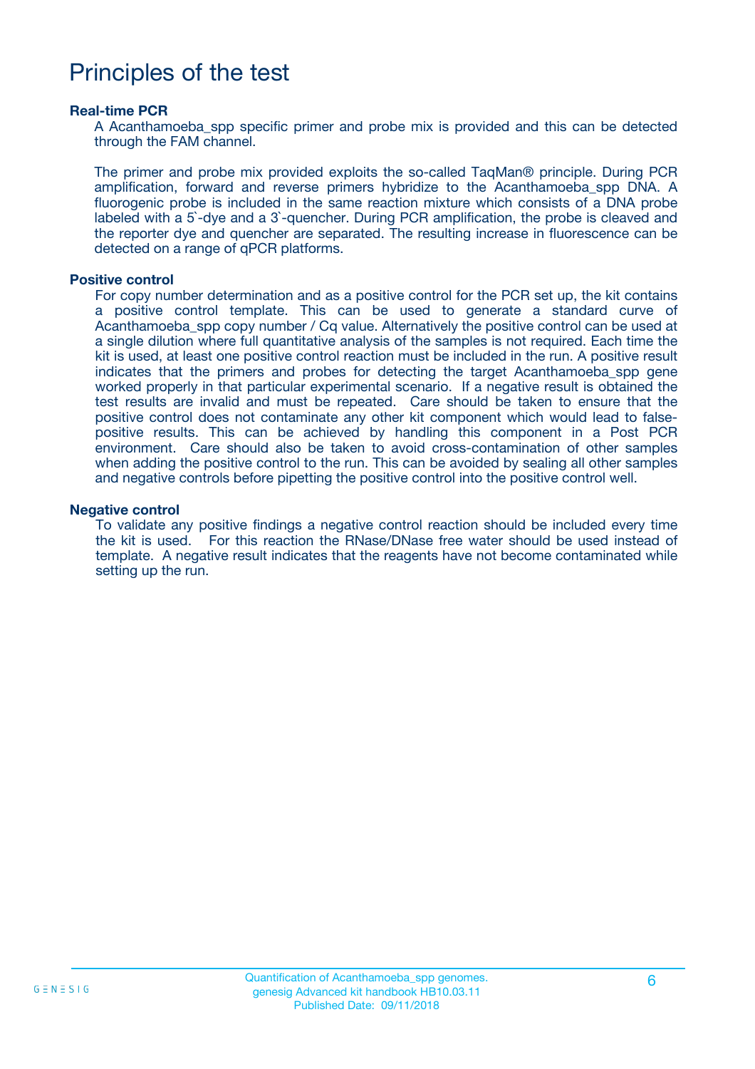# Principles of the test

**Real-time PCR**

A Acanthamoeba_spp specific primer and probe mix is provided and this can be detected through the FAM channel.

The primer and probe mix provided exploits the so-called TaqMan® principle. During PCR amplification, forward and reverse primers hybridize to the Acanthamoeba_spp DNA. A fluorogenic probe is included in the same reaction mixture which consists of a DNA probe labeled with a 5`-dye and a 3`-quencher. During PCR amplification, the probe is cleaved and the reporter dye and quencher are separated. The resulting increase in fluorescence can be detected on a range of qPCR platforms.

**Positive control**

For copy number determination and as a positive control for the PCR set up, the kit contains a positive control template. This can be used to generate a standard curve of Acanthamoeba_spp copy number / Cq value. Alternatively the positive control can be used at a single dilution where full quantitative analysis of the samples is not required. Each time the kit is used, at least one positive control reaction must be included in the run. A positive result indicates that the primers and probes for detecting the target Acanthamoeba_spp gene worked properly in that particular experimental scenario. If a negative result is obtained the test results are invalid and must be repeated. Care should be taken to ensure that the positive control does not contaminate any other kit component which would lead to false-positive results. This can be achieved by handling this component in a Post PCR environment. Care should also be taken to avoid cross-contamination of other samples when adding the positive control to the run. This can be avoided by sealing all other samples and negative controls before pipetting the positive control into the positive control well.

**Negative control**

To validate any positive findings a negative control reaction should be included every time the kit is used. For this reaction the RNase/DNase free water should be used instead of template. A negative result indicates that the reagents have not become contaminated while setting up the run.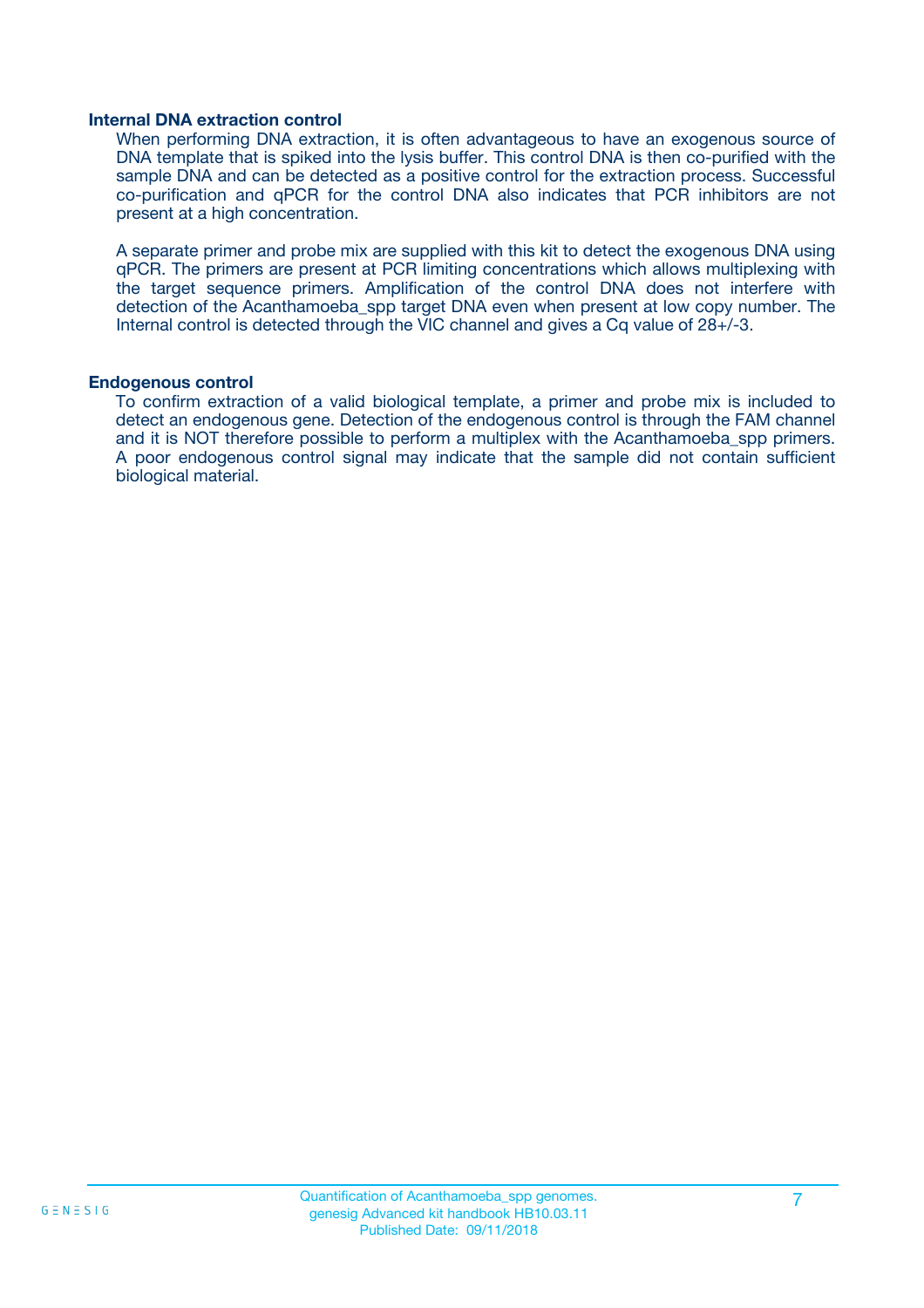### Internal DNA extraction control

When performing DNA extraction, it is often advantageous to have an exogenous source of DNA template that is spiked into the lysis buffer. This control DNA is then co-purified with the sample DNA and can be detected as a positive control for the extraction process. Successful co-purification and qPCR for the control DNA also indicates that PCR inhibitors are not present at a high concentration.

A separate primer and probe mix are supplied with this kit to detect the exogenous DNA using qPCR. The primers are present at PCR limiting concentrations which allows multiplexing with the target sequence primers. Amplification of the control DNA does not interfere with detection of the Acanthamoeba_spp target DNA even when present at low copy number. The Internal control is detected through the VIC channel and gives a Cq value of 28+/-3.

### Endogenous control

To confirm extraction of a valid biological template, a primer and probe mix is included to detect an endogenous gene. Detection of the endogenous control is through the FAM channel and it is NOT therefore possible to perform a multiplex with the Acanthamoeba_spp primers. A poor endogenous control signal may indicate that the sample did not contain sufficient biological material.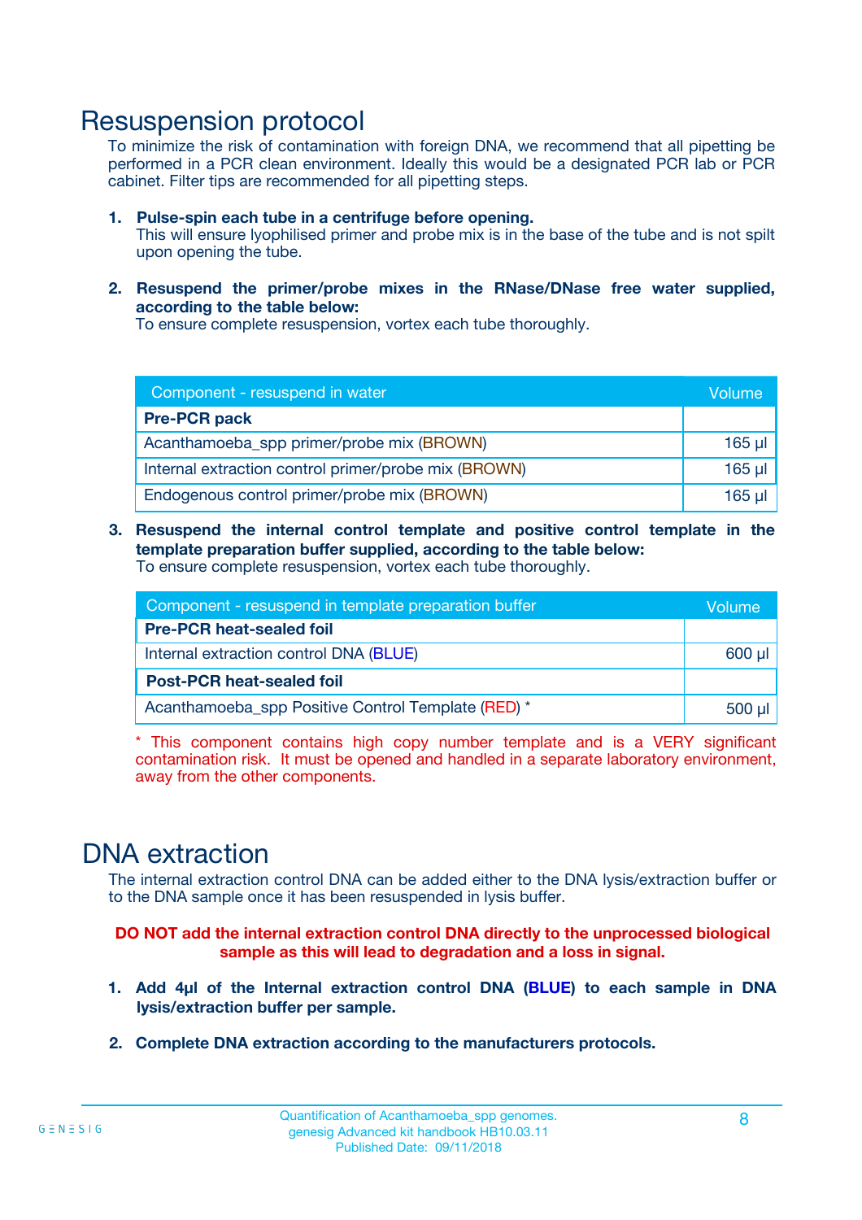# Resuspension protocol

To minimize the risk of contamination with foreign DNA, we recommend that all pipetting be performed in a PCR clean environment. Ideally this would be a designated PCR lab or PCR cabinet. Filter tips are recommended for all pipetting steps.

1. **Pulse-spin each tube in a centrifuge before opening.**
   This will ensure lyophilised primer and probe mix is in the base of the tube and is not spilt upon opening the tube.

2. **Resuspend the primer/probe mixes in the RNase/DNase free water supplied, according to the table below:**
   To ensure complete resuspension, vortex each tube thoroughly.

| Component - resuspend in water | Volume |
|---|---|
| **Pre-PCR pack** | |
| Acanthamoeba_spp primer/probe mix (BROWN) | 165 µl |
| Internal extraction control primer/probe mix (BROWN) | 165 µl |
| Endogenous control primer/probe mix (BROWN) | 165 µl |

3. **Resuspend the internal control template and positive control template in the template preparation buffer supplied, according to the table below:**
   To ensure complete resuspension, vortex each tube thoroughly.

| Component - resuspend in template preparation buffer | Volume |
|---|---|
| **Pre-PCR heat-sealed foil** | |
| Internal extraction control DNA (BLUE) | 600 µl |
| **Post-PCR heat-sealed foil** | |
| Acanthamoeba_spp Positive Control Template (RED) * | 500 µl |

* This component contains high copy number template and is a VERY significant contamination risk. It must be opened and handled in a separate laboratory environment, away from the other components.

# DNA extraction

The internal extraction control DNA can be added either to the DNA lysis/extraction buffer or to the DNA sample once it has been resuspended in lysis buffer.

**DO NOT add the internal extraction control DNA directly to the unprocessed biological sample as this will lead to degradation and a loss in signal.**

1. **Add 4µl of the Internal extraction control DNA (BLUE) to each sample in DNA lysis/extraction buffer per sample.**

2. **Complete DNA extraction according to the manufacturers protocols.**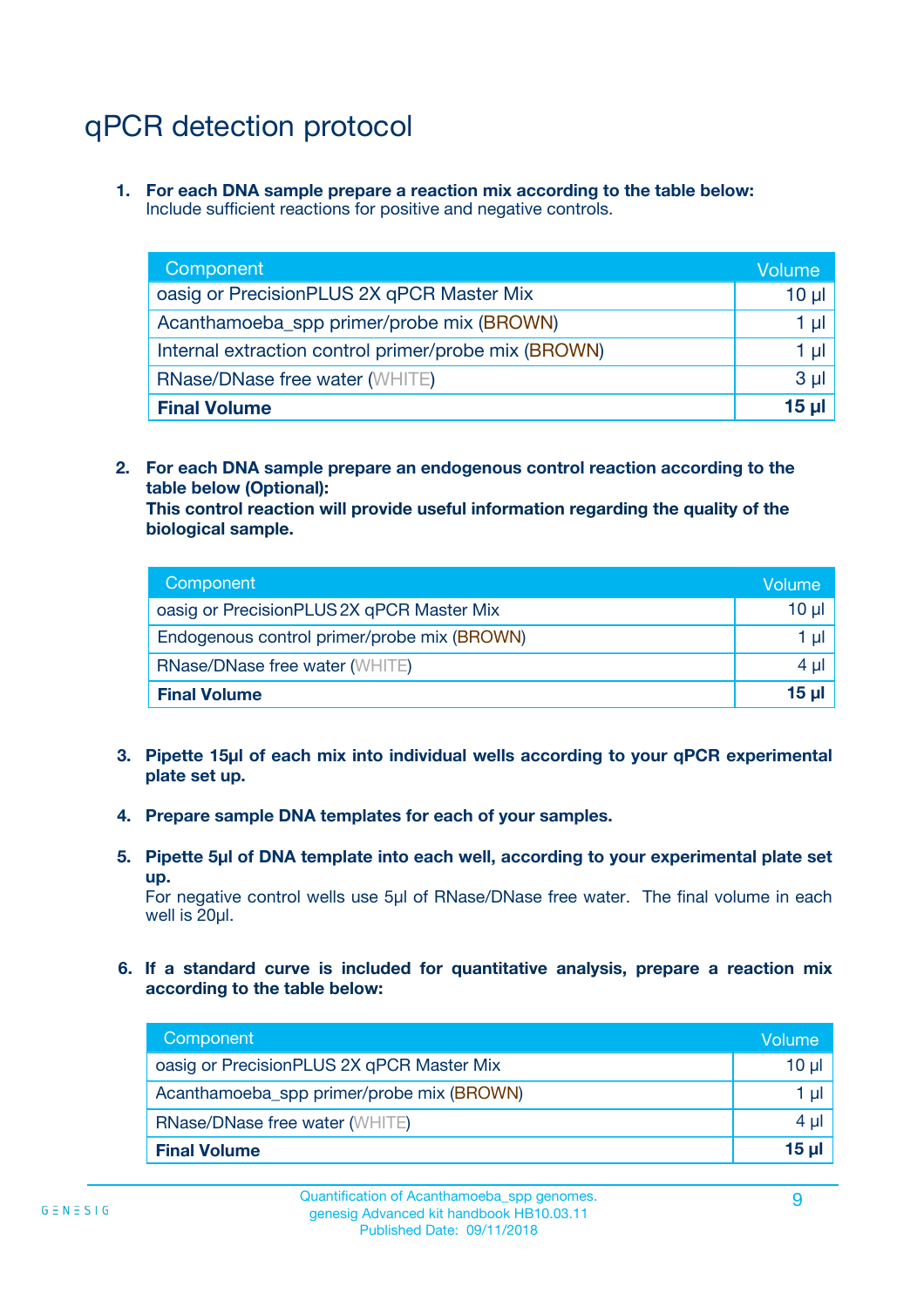# qPCR detection protocol

1. **For each DNA sample prepare a reaction mix according to the table below:**
   Include sufficient reactions for positive and negative controls.

| Component | Volume |
|---|---|
| oasig or PrecisionPLUS 2X qPCR Master Mix | 10 µl |
| Acanthamoeba_spp primer/probe mix (BROWN) | 1 µl |
| Internal extraction control primer/probe mix (BROWN) | 1 µl |
| RNase/DNase free water (WHITE) | 3 µl |
| **Final Volume** | **15 µl** |

2. **For each DNA sample prepare an endogenous control reaction according to the table below (Optional):**
   **This control reaction will provide useful information regarding the quality of the biological sample.**

| Component | Volume |
|---|---|
| oasig or PrecisionPLUS 2X qPCR Master Mix | 10 µl |
| Endogenous control primer/probe mix (BROWN) | 1 µl |
| RNase/DNase free water (WHITE) | 4 µl |
| **Final Volume** | **15 µl** |

3. **Pipette 15µl of each mix into individual wells according to your qPCR experimental plate set up.**

4. **Prepare sample DNA templates for each of your samples.**

5. **Pipette 5µl of DNA template into each well, according to your experimental plate set up.**
   For negative control wells use 5µl of RNase/DNase free water. The final volume in each well is 20µl.

6. **If a standard curve is included for quantitative analysis, prepare a reaction mix according to the table below:**

| Component | Volume |
|---|---|
| oasig or PrecisionPLUS 2X qPCR Master Mix | 10 µl |
| Acanthamoeba_spp primer/probe mix (BROWN) | 1 µl |
| RNase/DNase free water (WHITE) | 4 µl |
| **Final Volume** | **15 µl** |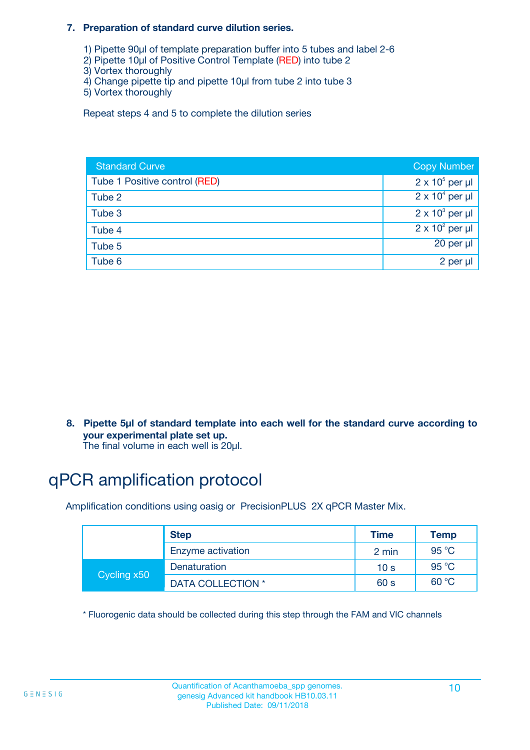**7. Preparation of standard curve dilution series.**

1) Pipette 90µl of template preparation buffer into 5 tubes and label 2-6
2) Pipette 10µl of Positive Control Template (RED) into tube 2
3) Vortex thoroughly
4) Change pipette tip and pipette 10µl from tube 2 into tube 3
5) Vortex thoroughly

Repeat steps 4 and 5 to complete the dilution series

| Standard Curve | Copy Number |
|---|---|
| Tube 1 Positive control (RED) | $2 \times 10^5$ per µl |
| Tube 2 | $2 \times 10^4$ per µl |
| Tube 3 | $2 \times 10^3$ per µl |
| Tube 4 | $2 \times 10^2$ per µl |
| Tube 5 | 20 per µl |
| Tube 6 | 2 per µl |

**8. Pipette 5µl of standard template into each well for the standard curve according to your experimental plate set up.**
The final volume in each well is 20µl.

# qPCR amplification protocol

Amplification conditions using oasig or PrecisionPLUS 2X qPCR Master Mix.

| | Step | Time | Temp |
|---|---|---|---|
| | Enzyme activation | 2 min | 95 °C |
| Cycling x50 | Denaturation | 10 s | 95 °C |
| | DATA COLLECTION * | 60 s | 60 °C |

* Fluorogenic data should be collected during this step through the FAM and VIC channels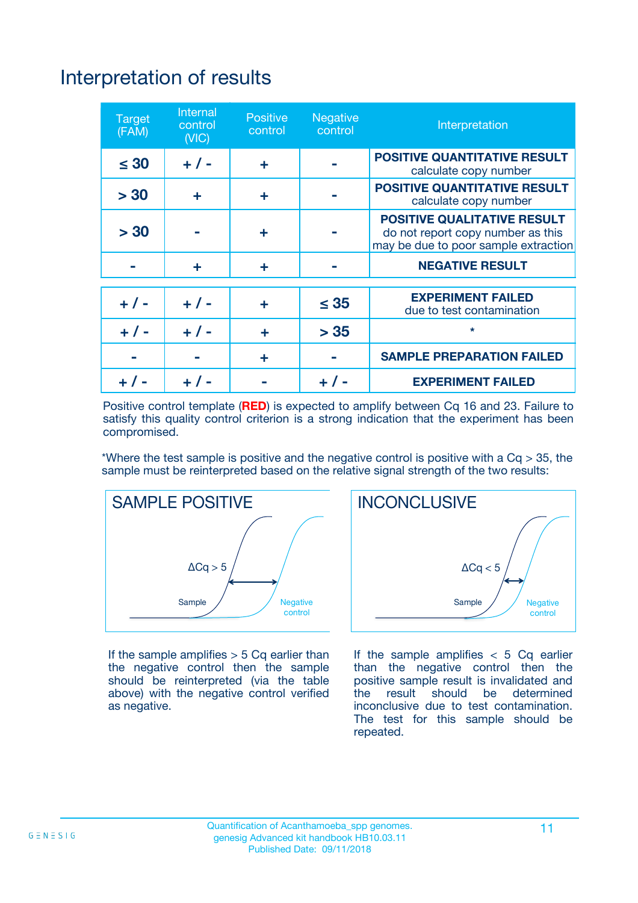# Interpretation of results

| Target (FAM) | Internal control (VIC) | Positive control | Negative control | Interpretation |
|---|---|---|---|---|
| ≤ 30 | + / - | + | - | **POSITIVE QUANTITATIVE RESULT** calculate copy number |
| > 30 | + | + | - | **POSITIVE QUANTITATIVE RESULT** calculate copy number |
| > 30 | - | + | - | **POSITIVE QUALITATIVE RESULT** do not report copy number as this may be due to poor sample extraction |
| - | + | + | - | **NEGATIVE RESULT** |
| + / - | + / - | + | ≤ 35 | **EXPERIMENT FAILED** due to test contamination |
| + / - | + / - | + | > 35 | * |
| - | - | + | - | **SAMPLE PREPARATION FAILED** |
| + / - | + / - | - | + / - | **EXPERIMENT FAILED** |

Positive control template (**RED**) is expected to amplify between Cq 16 and 23. Failure to satisfy this quality control criterion is a strong indication that the experiment has been compromised.

*Where the test sample is positive and the negative control is positive with a Cq > 35, the sample must be reinterpreted based on the relative signal strength of the two results:

**SAMPLE POSITIVE**

ΔCq > 5

Sample — Negative control

If the sample amplifies > 5 Cq earlier than the negative control then the sample should be reinterpreted (via the table above) with the negative control verified as negative.

**INCONCLUSIVE**

ΔCq < 5

Sample — Negative control

If the sample amplifies < 5 Cq earlier than the negative control then the positive sample result is invalidated and the result should be determined inconclusive due to test contamination. The test for this sample should be repeated.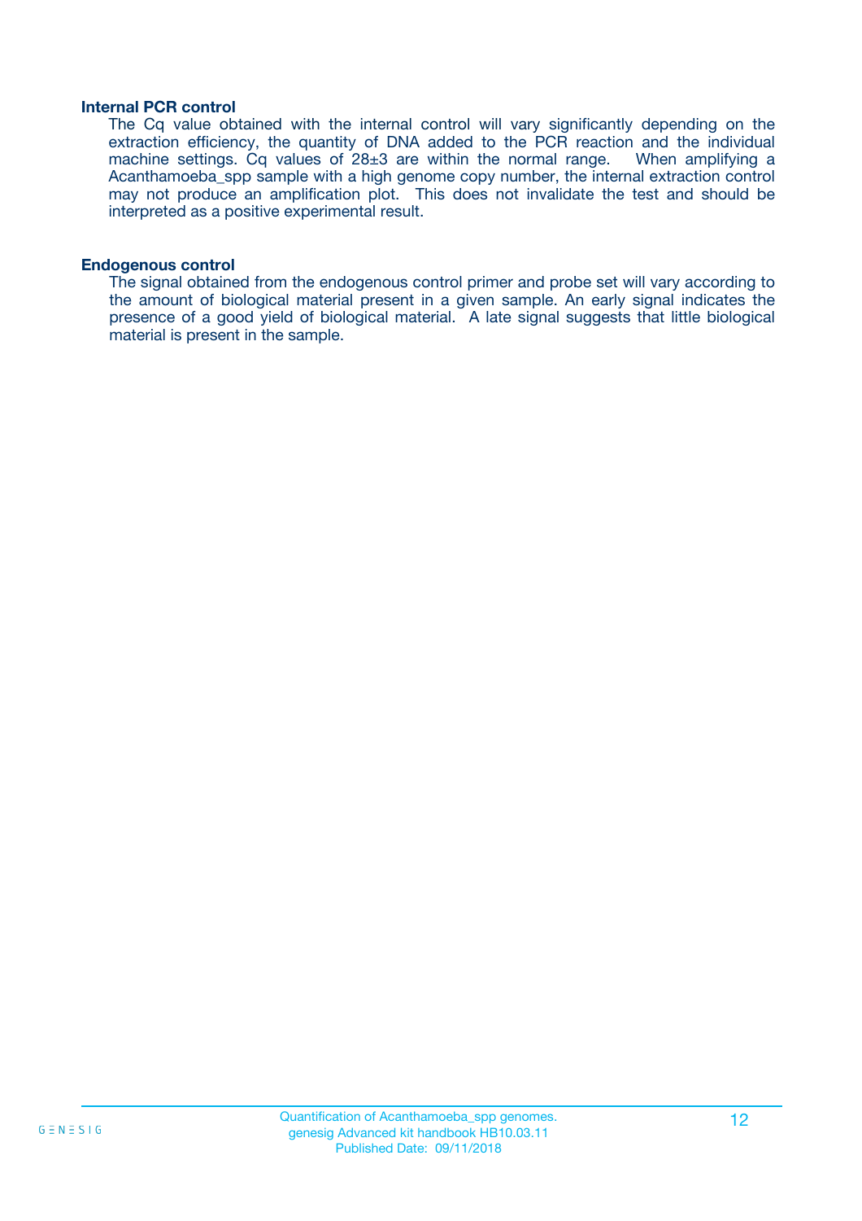### Internal PCR control

The Cq value obtained with the internal control will vary significantly depending on the extraction efficiency, the quantity of DNA added to the PCR reaction and the individual machine settings. Cq values of 28±3 are within the normal range. When amplifying a Acanthamoeba_spp sample with a high genome copy number, the internal extraction control may not produce an amplification plot. This does not invalidate the test and should be interpreted as a positive experimental result.

### Endogenous control

The signal obtained from the endogenous control primer and probe set will vary according to the amount of biological material present in a given sample. An early signal indicates the presence of a good yield of biological material. A late signal suggests that little biological material is present in the sample.